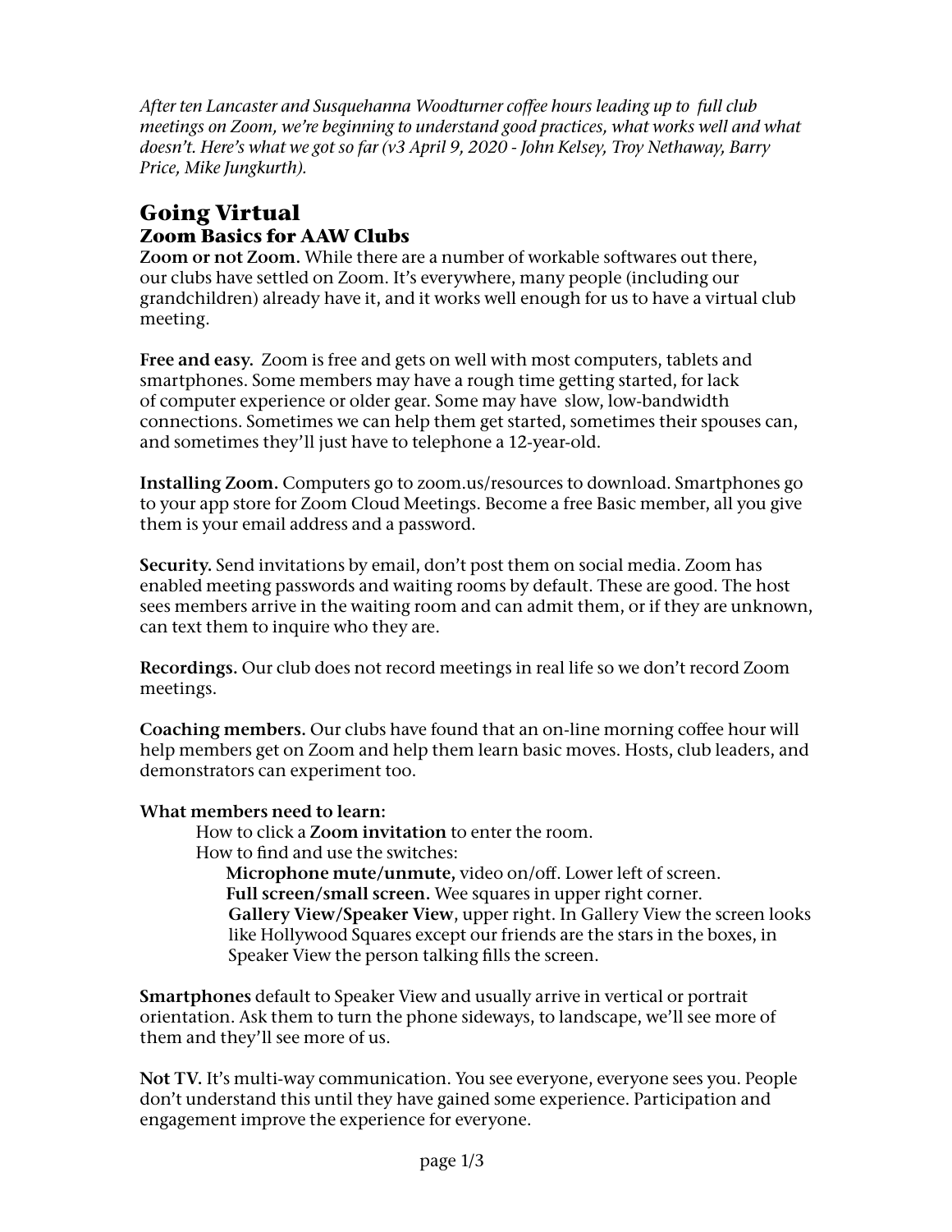*After ten Lancaster and Susquehanna Woodturner coffee hours leading up to full club meetings on Zoom, we're beginning to understand good practices, what works well and what doesn't. Here's what we got so far (v3 April 9, 2020 - John Kelsey, Troy Nethaway, Barry Price, Mike Jungkurth).*

# Going Virtual

## Zoom Basics for AAW Clubs

**Zoom or not Zoom.** While there are a number of workable softwares out there, our clubs have settled on Zoom. It's everywhere, many people (including our grandchildren) already have it, and it works well enough for us to have a virtual club meeting.

**Free and easy.** Zoom is free and gets on well with most computers, tablets and smartphones. Some members may have a rough time getting started, for lack of computer experience or older gear. Some may have slow, low-bandwidth connections. Sometimes we can help them get started, sometimes their spouses can, and sometimes they'll just have to telephone a 12-year-old.

**Installing Zoom.** Computers go to zoom.us/resources to download. Smartphones go to your app store for Zoom Cloud Meetings. Become a free Basic member, all you give them is your email address and a password.

**Security.** Send invitations by email, don't post them on social media. Zoom has enabled meeting passwords and waiting rooms by default. These are good. The host sees members arrive in the waiting room and can admit them, or if they are unknown, can text them to inquire who they are.

**Recordings.** Our club does not record meetings in real life so we don't record Zoom meetings.

**Coaching members.** Our clubs have found that an on-line morning coffee hour will help members get on Zoom and help them learn basic moves. Hosts, club leaders, and demonstrators can experiment too.

**What members need to learn:**

- How to click a **Zoom invitation** to enter the room.
- How to find and use the switches:
  - **Microphone mute/unmute,** video on/off. Lower left of screen.
  - **Full screen/small screen.** Wee squares in upper right corner.
  - **Gallery View/Speaker View**, upper right. In Gallery View the screen looks like Hollywood Squares except our friends are the stars in the boxes, in Speaker View the person talking fills the screen.

**Smartphones** default to Speaker View and usually arrive in vertical or portrait orientation. Ask them to turn the phone sideways, to landscape, we'll see more of them and they'll see more of us.

**Not TV.** It's multi-way communication. You see everyone, everyone sees you. People don't understand this until they have gained some experience. Participation and engagement improve the experience for everyone.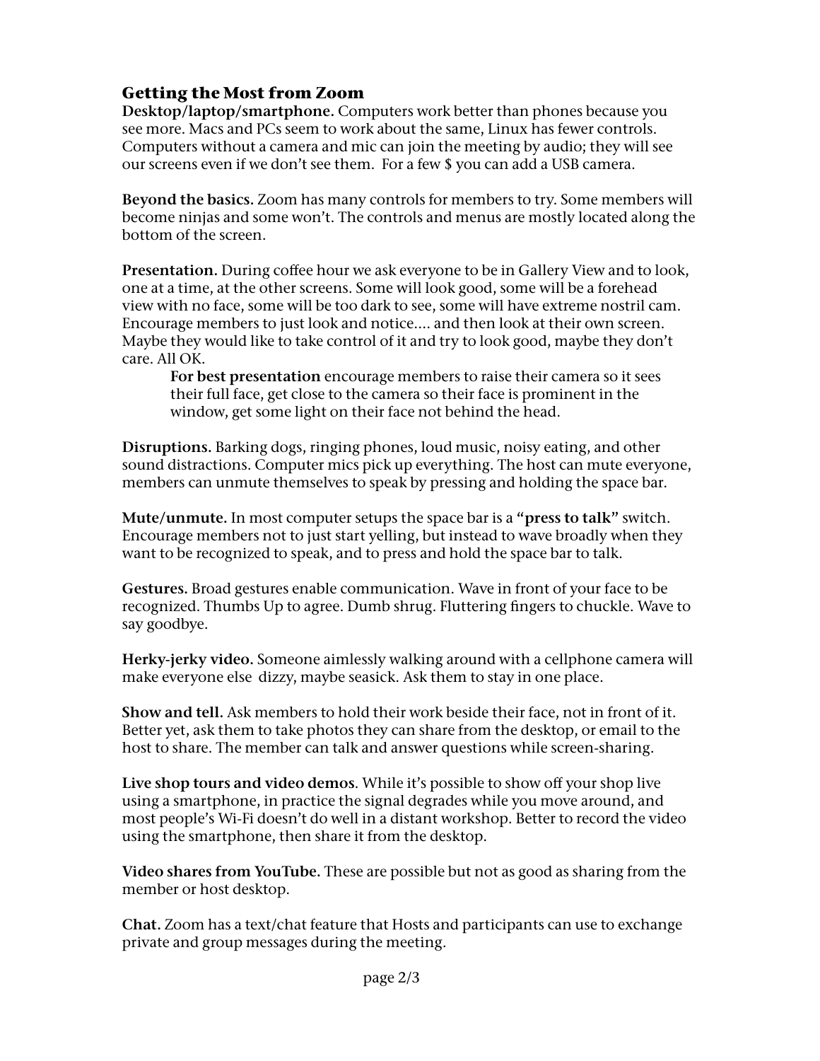## Getting the Most from Zoom

**Desktop/laptop/smartphone.** Computers work better than phones because you see more. Macs and PCs seem to work about the same, Linux has fewer controls. Computers without a camera and mic can join the meeting by audio; they will see our screens even if we don't see them. For a few $ you can add a USB camera.

**Beyond the basics.** Zoom has many controls for members to try. Some members will become ninjas and some won't. The controls and menus are mostly located along the bottom of the screen.

**Presentation.** During coffee hour we ask everyone to be in Gallery View and to look, one at a time, at the other screens. Some will look good, some will be a forehead view with no face, some will be too dark to see, some will have extreme nostril cam. Encourage members to just look and notice.... and then look at their own screen. Maybe they would like to take control of it and try to look good, maybe they don't care. All OK.

> **For best presentation** encourage members to raise their camera so it sees their full face, get close to the camera so their face is prominent in the window, get some light on their face not behind the head.

**Disruptions.** Barking dogs, ringing phones, loud music, noisy eating, and other sound distractions. Computer mics pick up everything. The host can mute everyone, members can unmute themselves to speak by pressing and holding the space bar.

**Mute/unmute.** In most computer setups the space bar is a **"press to talk"** switch. Encourage members not to just start yelling, but instead to wave broadly when they want to be recognized to speak, and to press and hold the space bar to talk.

**Gestures.** Broad gestures enable communication. Wave in front of your face to be recognized. Thumbs Up to agree. Dumb shrug. Fluttering fingers to chuckle. Wave to say goodbye.

**Herky-jerky video.** Someone aimlessly walking around with a cellphone camera will make everyone else dizzy, maybe seasick. Ask them to stay in one place.

**Show and tell.** Ask members to hold their work beside their face, not in front of it. Better yet, ask them to take photos they can share from the desktop, or email to the host to share. The member can talk and answer questions while screen-sharing.

**Live shop tours and video demos**. While it's possible to show off your shop live using a smartphone, in practice the signal degrades while you move around, and most people's Wi-Fi doesn't do well in a distant workshop. Better to record the video using the smartphone, then share it from the desktop.

**Video shares from YouTube.** These are possible but not as good as sharing from the member or host desktop.

**Chat.** Zoom has a text/chat feature that Hosts and participants can use to exchange private and group messages during the meeting.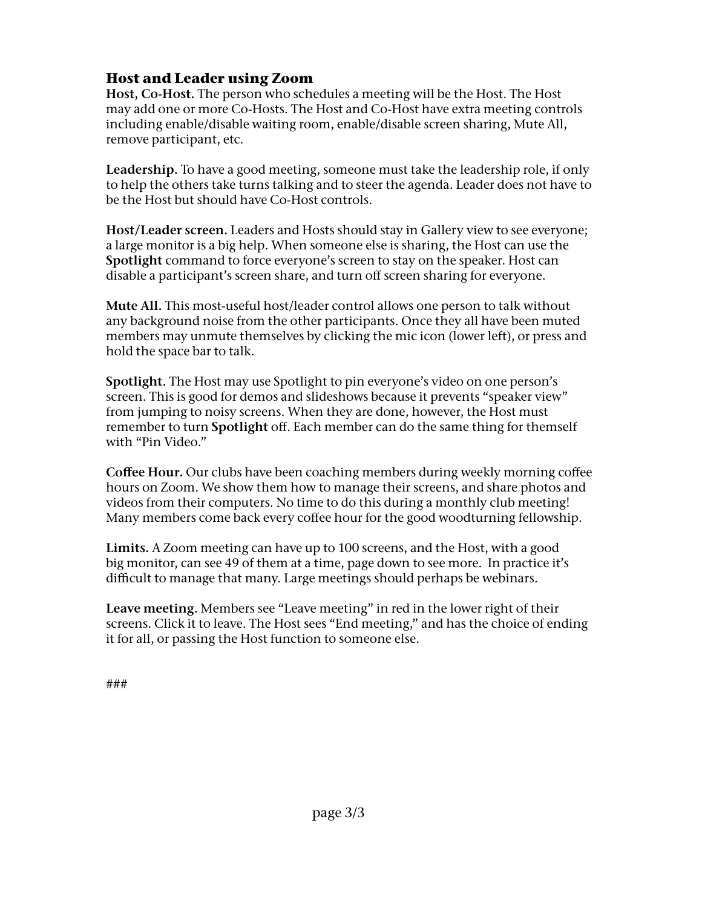## Host and Leader using Zoom

**Host, Co-Host.** The person who schedules a meeting will be the Host. The Host may add one or more Co-Hosts. The Host and Co-Host have extra meeting controls including enable/disable waiting room, enable/disable screen sharing, Mute All, remove participant, etc.

**Leadership.** To have a good meeting, someone must take the leadership role, if only to help the others take turns talking and to steer the agenda. Leader does not have to be the Host but should have Co-Host controls.

**Host/Leader screen.** Leaders and Hosts should stay in Gallery view to see everyone; a large monitor is a big help. When someone else is sharing, the Host can use the **Spotlight** command to force everyone's screen to stay on the speaker. Host can disable a participant's screen share, and turn off screen sharing for everyone.

**Mute All.** This most-useful host/leader control allows one person to talk without any background noise from the other participants. Once they all have been muted members may unmute themselves by clicking the mic icon (lower left), or press and hold the space bar to talk.

**Spotlight.** The Host may use Spotlight to pin everyone's video on one person's screen. This is good for demos and slideshows because it prevents "speaker view" from jumping to noisy screens. When they are done, however, the Host must remember to turn **Spotlight** off. Each member can do the same thing for themself with "Pin Video."

**Coffee Hour.** Our clubs have been coaching members during weekly morning coffee hours on Zoom. We show them how to manage their screens, and share photos and videos from their computers. No time to do this during a monthly club meeting! Many members come back every coffee hour for the good woodturning fellowship.

**Limits.** A Zoom meeting can have up to 100 screens, and the Host, with a good big monitor, can see 49 of them at a time, page down to see more. In practice it's difficult to manage that many. Large meetings should perhaps be webinars.

**Leave meeting.** Members see "Leave meeting" in red in the lower right of their screens. Click it to leave. The Host sees "End meeting," and has the choice of ending it for all, or passing the Host function to someone else.

###